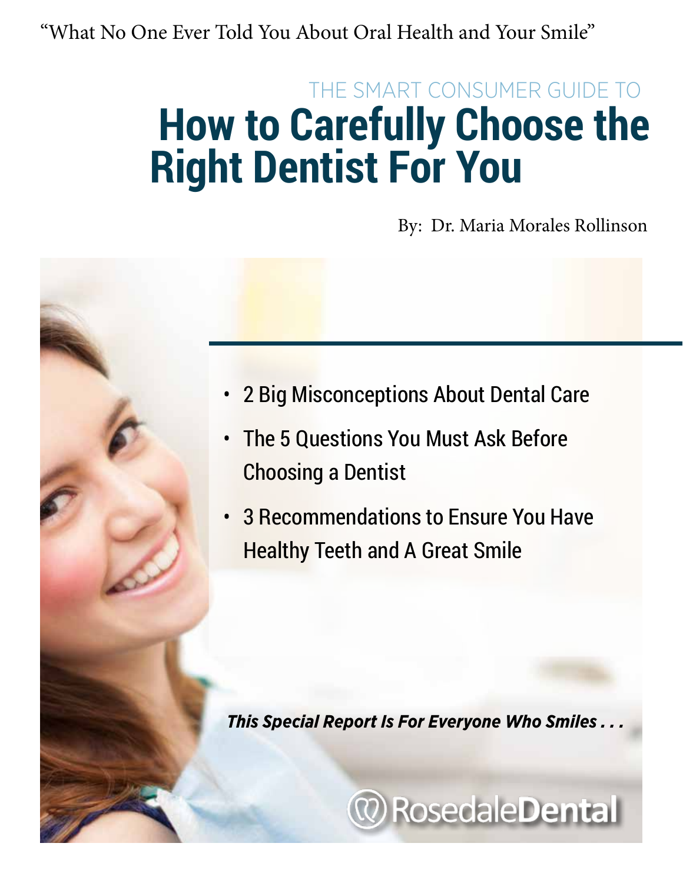"What No One Ever Told You About Oral Health and Your Smile"

THE SMART CONSUMER GUIDE TO

# How to Carefully Choose the Right Dentist For You

By: Dr. Maria Morales Rollinson

- 2 Big Misconceptions About Dental Care
- The 5 Questions You Must Ask Before Choosing a Dentist
- 3 Recommendations to Ensure You Have Healthy Teeth and A Great Smile

***This Special Report Is For Everyone Who Smiles . . .***

RosedaleDental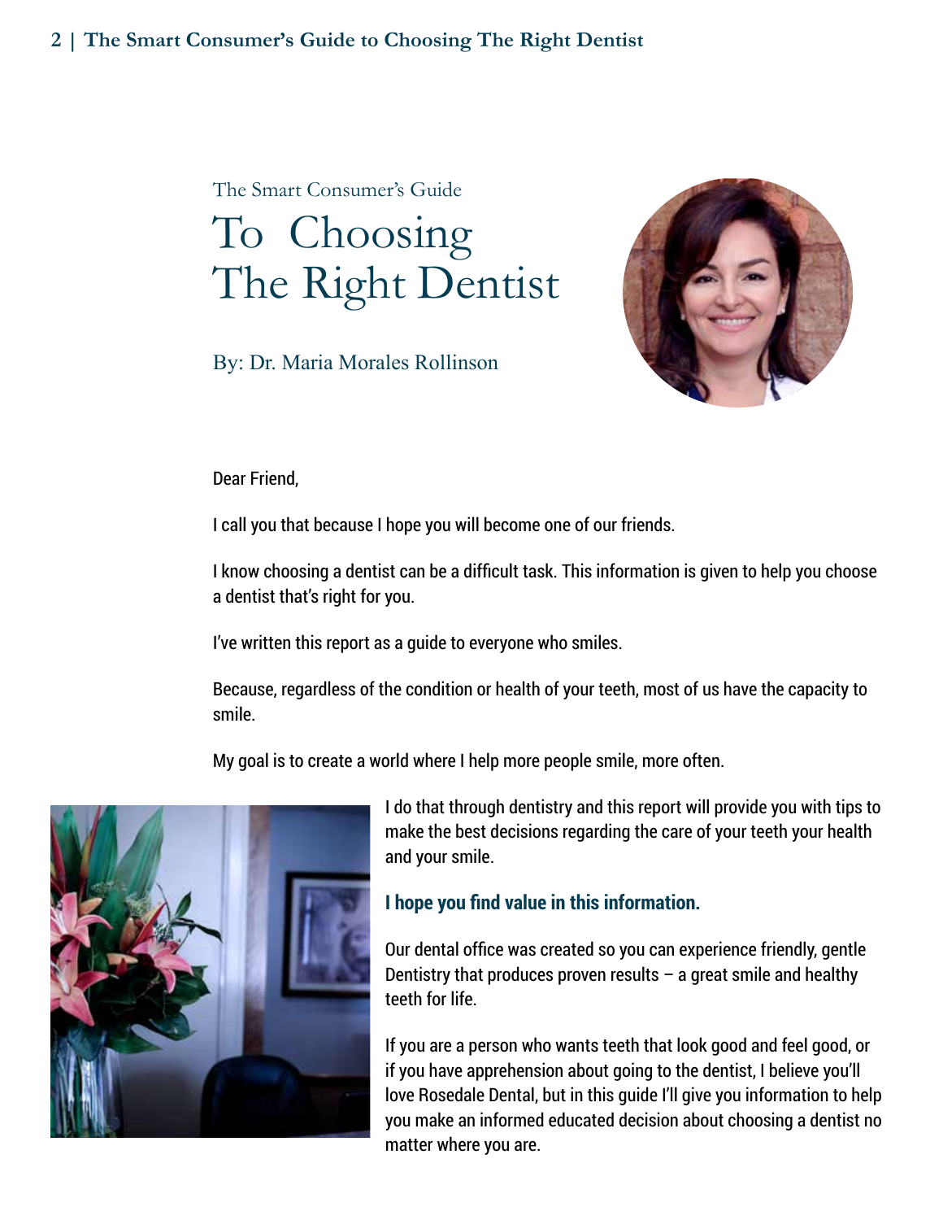The Smart Consumer's Guide

# To Choosing The Right Dentist

By: Dr. Maria Morales Rollinson

Dear Friend,

I call you that because I hope you will become one of our friends.

I know choosing a dentist can be a difficult task. This information is given to help you choose a dentist that's right for you.

I've written this report as a guide to everyone who smiles.

Because, regardless of the condition or health of your teeth, most of us have the capacity to smile.

My goal is to create a world where I help more people smile, more often.

I do that through dentistry and this report will provide you with tips to make the best decisions regarding the care of your teeth your health and your smile.

**I hope you find value in this information.**

Our dental office was created so you can experience friendly, gentle Dentistry that produces proven results – a great smile and healthy teeth for life.

If you are a person who wants teeth that look good and feel good, or if you have apprehension about going to the dentist, I believe you'll love Rosedale Dental, but in this guide I'll give you information to help you make an informed educated decision about choosing a dentist no matter where you are.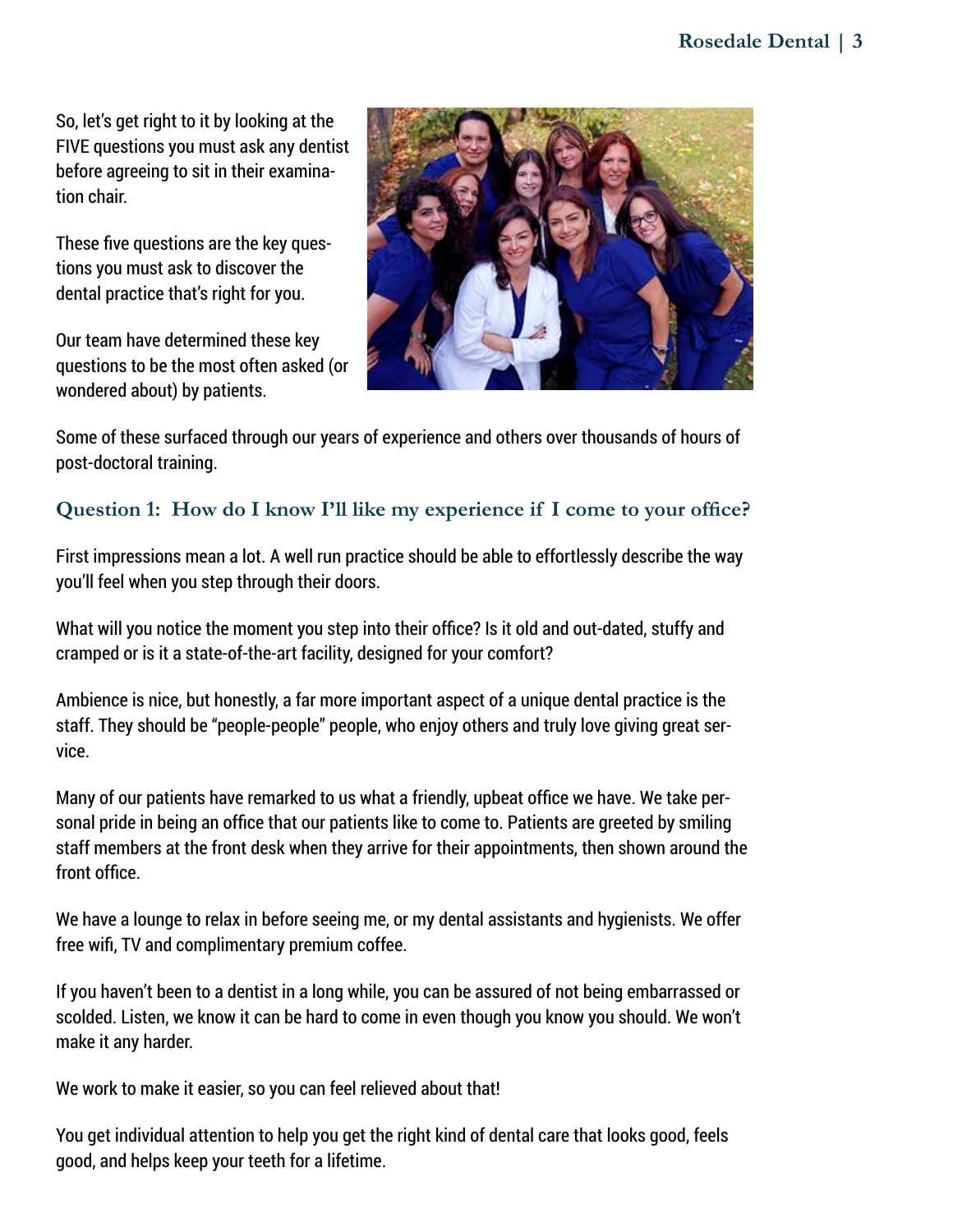So, let's get right to it by looking at the FIVE questions you must ask any dentist before agreeing to sit in their examination chair.

These five questions are the key questions you must ask to discover the dental practice that's right for you.

Our team have determined these key questions to be the most often asked (or wondered about) by patients.

Some of these surfaced through our years of experience and others over thousands of hours of post-doctoral training.

## Question 1: How do I know I'll like my experience if I come to your office?

First impressions mean a lot. A well run practice should be able to effortlessly describe the way you'll feel when you step through their doors.

What will you notice the moment you step into their office? Is it old and out-dated, stuffy and cramped or is it a state-of-the-art facility, designed for your comfort?

Ambience is nice, but honestly, a far more important aspect of a unique dental practice is the staff. They should be "people-people" people, who enjoy others and truly love giving great service.

Many of our patients have remarked to us what a friendly, upbeat office we have. We take personal pride in being an office that our patients like to come to. Patients are greeted by smiling staff members at the front desk when they arrive for their appointments, then shown around the front office.

We have a lounge to relax in before seeing me, or my dental assistants and hygienists. We offer free wifi, TV and complimentary premium coffee.

If you haven't been to a dentist in a long while, you can be assured of not being embarrassed or scolded. Listen, we know it can be hard to come in even though you know you should. We won't make it any harder.

We work to make it easier, so you can feel relieved about that!

You get individual attention to help you get the right kind of dental care that looks good, feels good, and helps keep your teeth for a lifetime.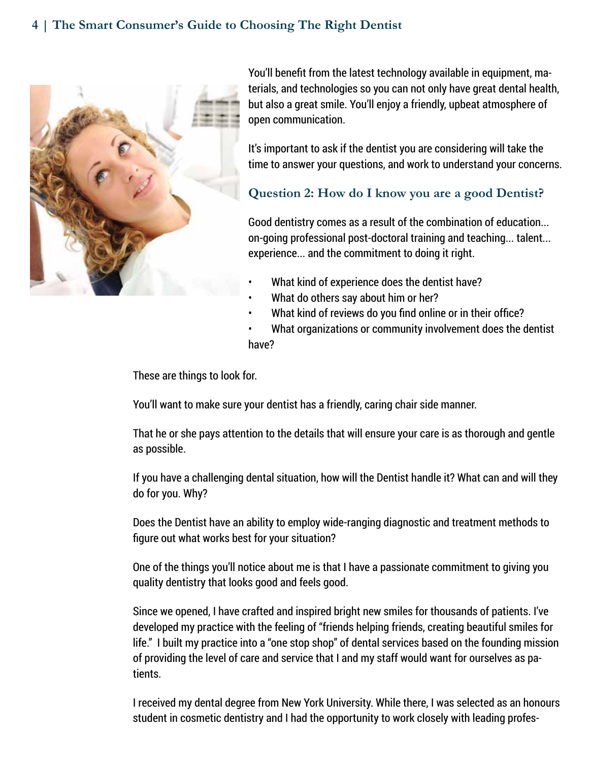You'll benefit from the latest technology available in equipment, materials, and technologies so you can not only have great dental health, but also a great smile. You'll enjoy a friendly, upbeat atmosphere of open communication.

It's important to ask if the dentist you are considering will take the time to answer your questions, and work to understand your concerns.

### Question 2: How do I know you are a good Dentist?

Good dentistry comes as a result of the combination of education... on-going professional post-doctoral training and teaching... talent... experience... and the commitment to doing it right.

- What kind of experience does the dentist have?
- What do others say about him or her?
- What kind of reviews do you find online or in their office?
- What organizations or community involvement does the dentist have?

These are things to look for.

You'll want to make sure your dentist has a friendly, caring chair side manner.

That he or she pays attention to the details that will ensure your care is as thorough and gentle as possible.

If you have a challenging dental situation, how will the Dentist handle it? What can and will they do for you. Why?

Does the Dentist have an ability to employ wide-ranging diagnostic and treatment methods to figure out what works best for your situation?

One of the things you'll notice about me is that I have a passionate commitment to giving you quality dentistry that looks good and feels good.

Since we opened, I have crafted and inspired bright new smiles for thousands of patients. I've developed my practice with the feeling of "friends helping friends, creating beautiful smiles for life." I built my practice into a "one stop shop" of dental services based on the founding mission of providing the level of care and service that I and my staff would want for ourselves as patients.

I received my dental degree from New York University. While there, I was selected as an honours student in cosmetic dentistry and I had the opportunity to work closely with leading profes-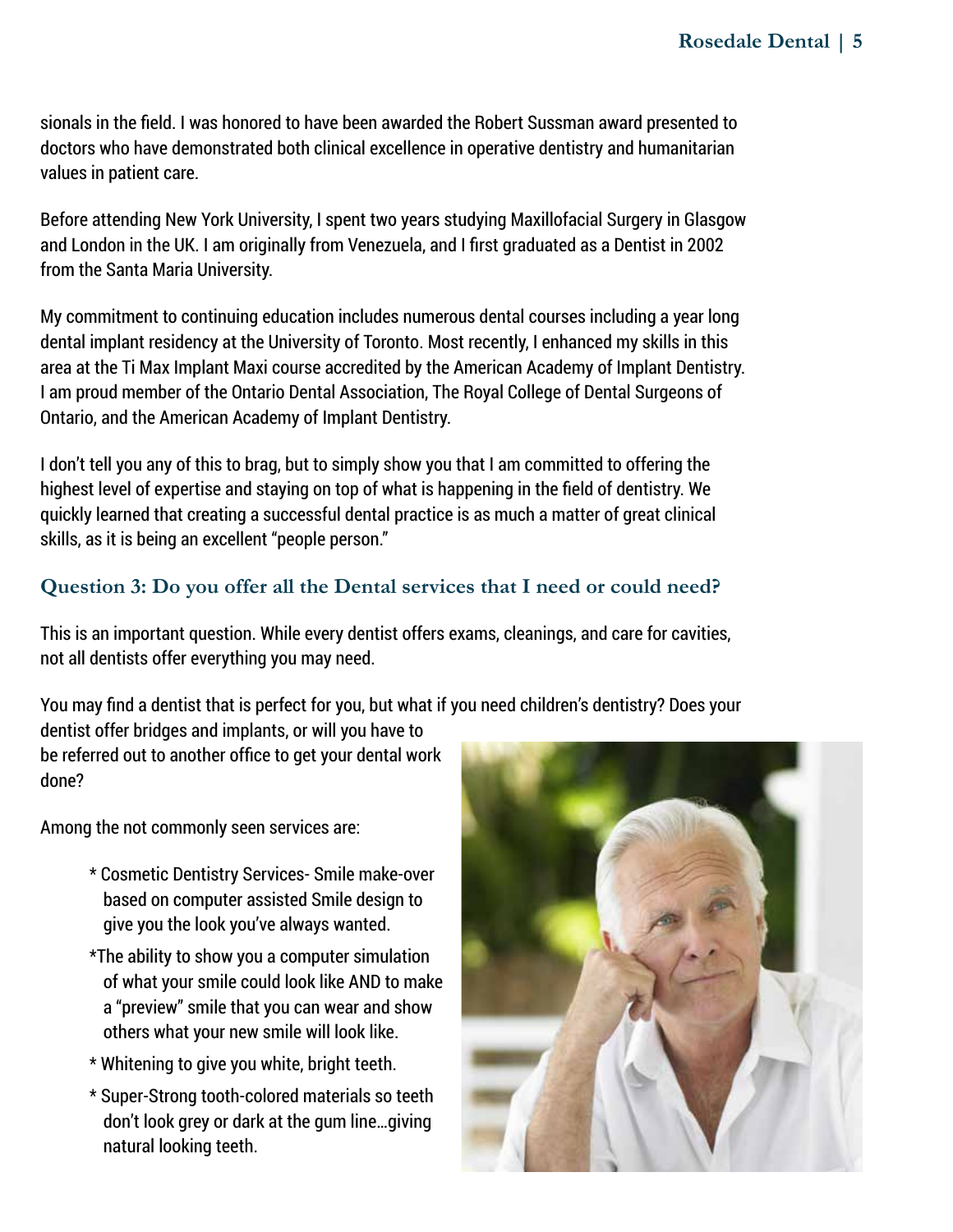sionals in the field. I was honored to have been awarded the Robert Sussman award presented to doctors who have demonstrated both clinical excellence in operative dentistry and humanitarian values in patient care.

Before attending New York University, I spent two years studying Maxillofacial Surgery in Glasgow and London in the UK. I am originally from Venezuela, and I first graduated as a Dentist in 2002 from the Santa Maria University.

My commitment to continuing education includes numerous dental courses including a year long dental implant residency at the University of Toronto. Most recently, I enhanced my skills in this area at the Ti Max Implant Maxi course accredited by the American Academy of Implant Dentistry. I am proud member of the Ontario Dental Association, The Royal College of Dental Surgeons of Ontario, and the American Academy of Implant Dentistry.

I don't tell you any of this to brag, but to simply show you that I am committed to offering the highest level of expertise and staying on top of what is happening in the field of dentistry. We quickly learned that creating a successful dental practice is as much a matter of great clinical skills, as it is being an excellent "people person."

## Question 3: Do you offer all the Dental services that I need or could need?

This is an important question. While every dentist offers exams, cleanings, and care for cavities, not all dentists offer everything you may need.

You may find a dentist that is perfect for you, but what if you need children's dentistry? Does your dentist offer bridges and implants, or will you have to be referred out to another office to get your dental work done?

Among the not commonly seen services are:

- Cosmetic Dentistry Services- Smile make-over based on computer assisted Smile design to give you the look you've always wanted.
- The ability to show you a computer simulation of what your smile could look like AND to make a "preview" smile that you can wear and show others what your new smile will look like.
- Whitening to give you white, bright teeth.
- Super-Strong tooth-colored materials so teeth don't look grey or dark at the gum line…giving natural looking teeth.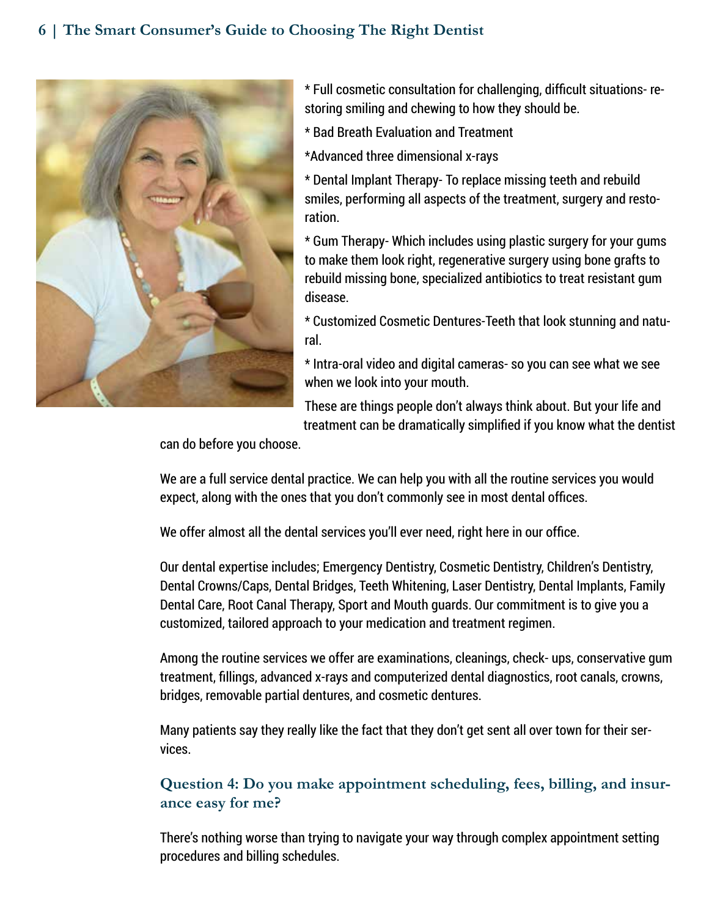* Full cosmetic consultation for challenging, difficult situations- restoring smiling and chewing to how they should be.

* Bad Breath Evaluation and Treatment

*Advanced three dimensional x-rays

* Dental Implant Therapy- To replace missing teeth and rebuild smiles, performing all aspects of the treatment, surgery and restoration.

* Gum Therapy- Which includes using plastic surgery for your gums to make them look right, regenerative surgery using bone grafts to rebuild missing bone, specialized antibiotics to treat resistant gum disease.

* Customized Cosmetic Dentures-Teeth that look stunning and natural.

* Intra-oral video and digital cameras- so you can see what we see when we look into your mouth.

These are things people don't always think about. But your life and treatment can be dramatically simplified if you know what the dentist can do before you choose.

We are a full service dental practice. We can help you with all the routine services you would expect, along with the ones that you don't commonly see in most dental offices.

We offer almost all the dental services you'll ever need, right here in our office.

Our dental expertise includes; Emergency Dentistry, Cosmetic Dentistry, Children's Dentistry, Dental Crowns/Caps, Dental Bridges, Teeth Whitening, Laser Dentistry, Dental Implants, Family Dental Care, Root Canal Therapy, Sport and Mouth guards. Our commitment is to give you a customized, tailored approach to your medication and treatment regimen.

Among the routine services we offer are examinations, cleanings, check- ups, conservative gum treatment, fillings, advanced x-rays and computerized dental diagnostics, root canals, crowns, bridges, removable partial dentures, and cosmetic dentures.

Many patients say they really like the fact that they don't get sent all over town for their services.

## Question 4: Do you make appointment scheduling, fees, billing, and insurance easy for me?

There's nothing worse than trying to navigate your way through complex appointment setting procedures and billing schedules.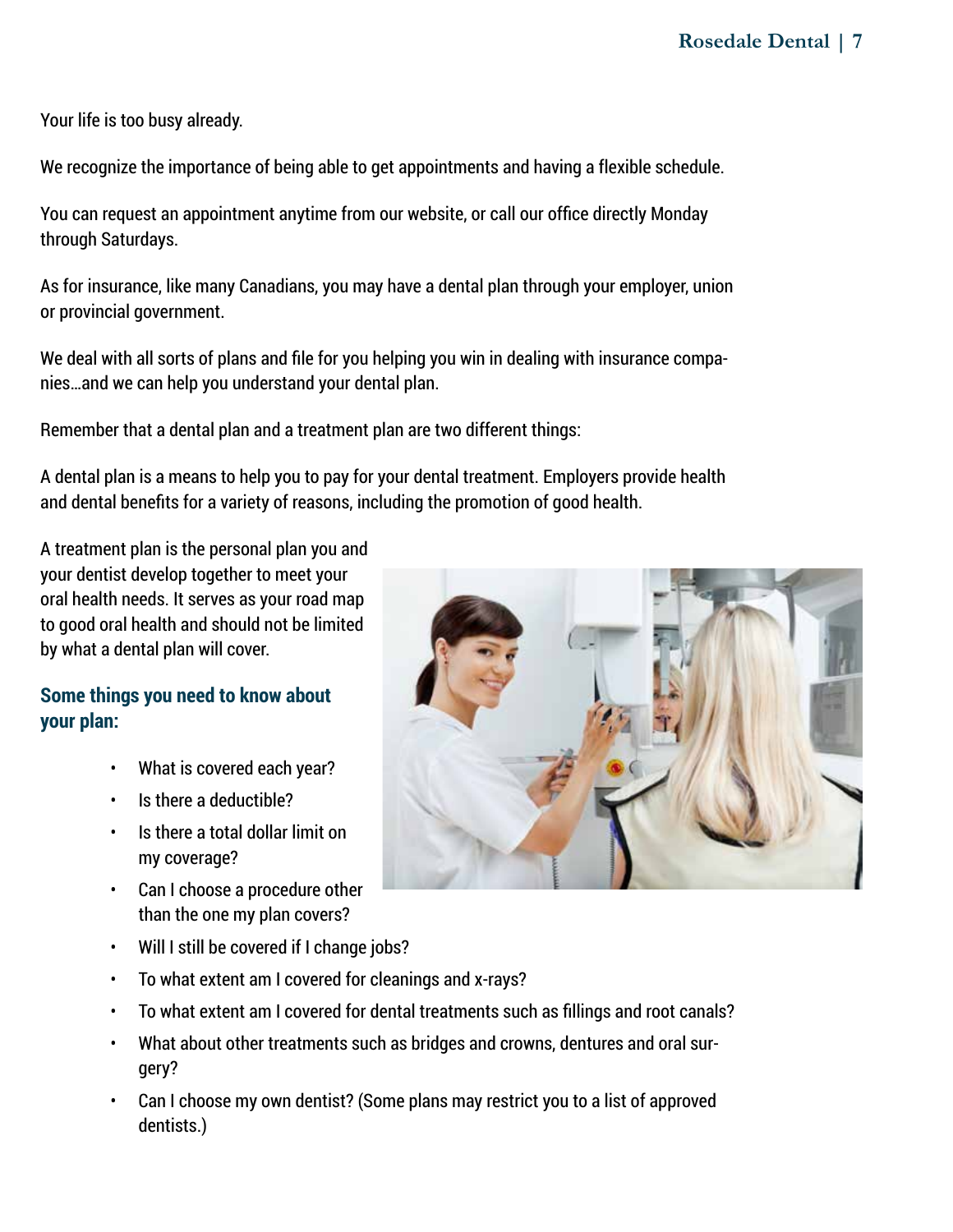Your life is too busy already.

We recognize the importance of being able to get appointments and having a flexible schedule.

You can request an appointment anytime from our website, or call our office directly Monday through Saturdays.

As for insurance, like many Canadians, you may have a dental plan through your employer, union or provincial government.

We deal with all sorts of plans and file for you helping you win in dealing with insurance companies…and we can help you understand your dental plan.

Remember that a dental plan and a treatment plan are two different things:

A dental plan is a means to help you to pay for your dental treatment. Employers provide health and dental benefits for a variety of reasons, including the promotion of good health.

A treatment plan is the personal plan you and your dentist develop together to meet your oral health needs. It serves as your road map to good oral health and should not be limited by what a dental plan will cover.

### Some things you need to know about your plan:

- What is covered each year?
- Is there a deductible?
- Is there a total dollar limit on my coverage?
- Can I choose a procedure other than the one my plan covers?
- Will I still be covered if I change jobs?
- To what extent am I covered for cleanings and x-rays?
- To what extent am I covered for dental treatments such as fillings and root canals?
- What about other treatments such as bridges and crowns, dentures and oral surgery?
- Can I choose my own dentist? (Some plans may restrict you to a list of approved dentists.)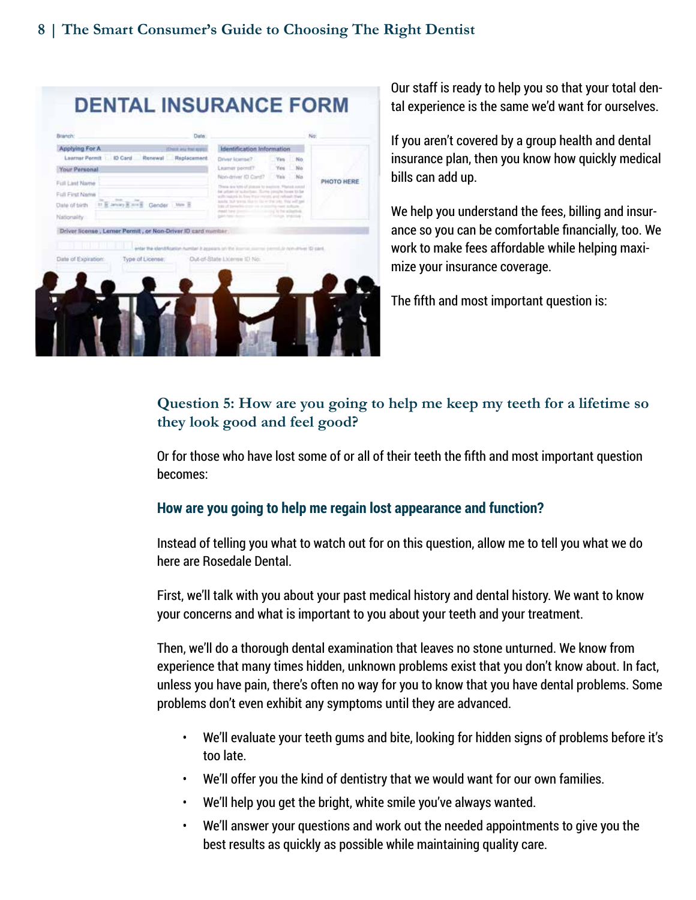Our staff is ready to help you so that your total dental experience is the same we'd want for ourselves.

If you aren't covered by a group health and dental insurance plan, then you know how quickly medical bills can add up.

We help you understand the fees, billing and insurance so you can be comfortable financially, too. We work to make fees affordable while helping maximize your insurance coverage.

The fifth and most important question is:

### Question 5: How are you going to help me keep my teeth for a lifetime so they look good and feel good?

Or for those who have lost some of or all of their teeth the fifth and most important question becomes:

#### How are you going to help me regain lost appearance and function?

Instead of telling you what to watch out for on this question, allow me to tell you what we do here are Rosedale Dental.

First, we'll talk with you about your past medical history and dental history. We want to know your concerns and what is important to you about your teeth and your treatment.

Then, we'll do a thorough dental examination that leaves no stone unturned. We know from experience that many times hidden, unknown problems exist that you don't know about. In fact, unless you have pain, there's often no way for you to know that you have dental problems. Some problems don't even exhibit any symptoms until they are advanced.

- We'll evaluate your teeth gums and bite, looking for hidden signs of problems before it's too late.
- We'll offer you the kind of dentistry that we would want for our own families.
- We'll help you get the bright, white smile you've always wanted.
- We'll answer your questions and work out the needed appointments to give you the best results as quickly as possible while maintaining quality care.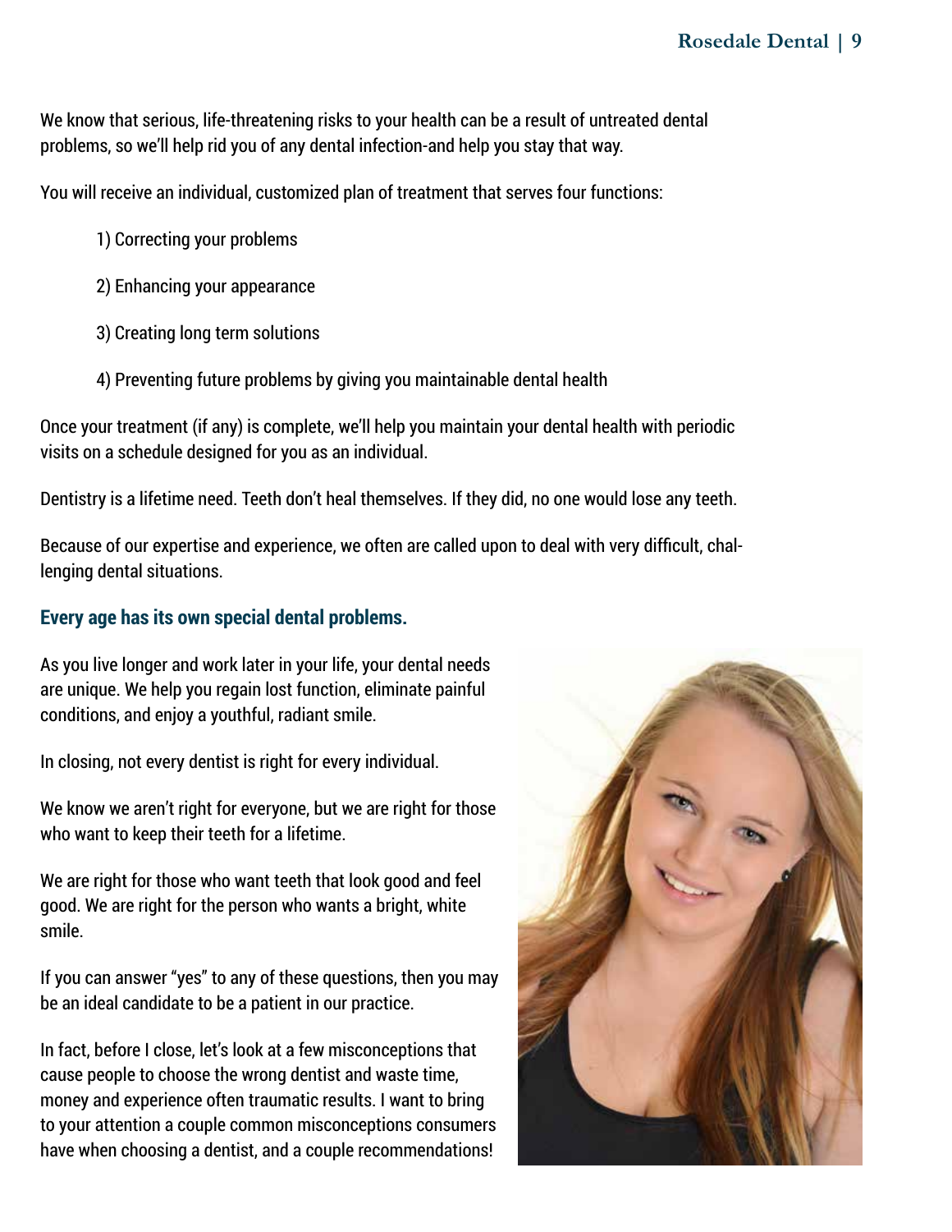We know that serious, life-threatening risks to your health can be a result of untreated dental problems, so we'll help rid you of any dental infection-and help you stay that way.

You will receive an individual, customized plan of treatment that serves four functions:

1) Correcting your problems

2) Enhancing your appearance

3) Creating long term solutions

4) Preventing future problems by giving you maintainable dental health

Once your treatment (if any) is complete, we'll help you maintain your dental health with periodic visits on a schedule designed for you as an individual.

Dentistry is a lifetime need. Teeth don't heal themselves. If they did, no one would lose any teeth.

Because of our expertise and experience, we often are called upon to deal with very difficult, challenging dental situations.

### Every age has its own special dental problems.

As you live longer and work later in your life, your dental needs are unique. We help you regain lost function, eliminate painful conditions, and enjoy a youthful, radiant smile.

In closing, not every dentist is right for every individual.

We know we aren't right for everyone, but we are right for those who want to keep their teeth for a lifetime.

We are right for those who want teeth that look good and feel good. We are right for the person who wants a bright, white smile.

If you can answer "yes" to any of these questions, then you may be an ideal candidate to be a patient in our practice.

In fact, before I close, let's look at a few misconceptions that cause people to choose the wrong dentist and waste time, money and experience often traumatic results. I want to bring to your attention a couple common misconceptions consumers have when choosing a dentist, and a couple recommendations!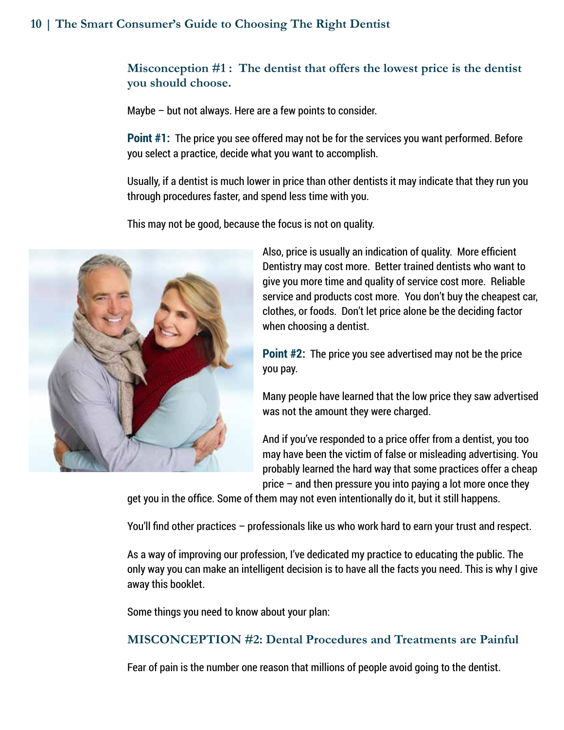### Misconception #1 : The dentist that offers the lowest price is the dentist you should choose.

Maybe – but not always. Here are a few points to consider.

**Point #1:** The price you see offered may not be for the services you want performed. Before you select a practice, decide what you want to accomplish.

Usually, if a dentist is much lower in price than other dentists it may indicate that they run you through procedures faster, and spend less time with you.

This may not be good, because the focus is not on quality.

Also, price is usually an indication of quality. More efficient Dentistry may cost more. Better trained dentists who want to give you more time and quality of service cost more. Reliable service and products cost more. You don't buy the cheapest car, clothes, or foods. Don't let price alone be the deciding factor when choosing a dentist.

**Point #2:** The price you see advertised may not be the price you pay.

Many people have learned that the low price they saw advertised was not the amount they were charged.

And if you've responded to a price offer from a dentist, you too may have been the victim of false or misleading advertising. You probably learned the hard way that some practices offer a cheap price – and then pressure you into paying a lot more once they get you in the office. Some of them may not even intentionally do it, but it still happens.

You'll find other practices – professionals like us who work hard to earn your trust and respect.

As a way of improving our profession, I've dedicated my practice to educating the public. The only way you can make an intelligent decision is to have all the facts you need. This is why I give away this booklet.

Some things you need to know about your plan:

### MISCONCEPTION #2: Dental Procedures and Treatments are Painful

Fear of pain is the number one reason that millions of people avoid going to the dentist.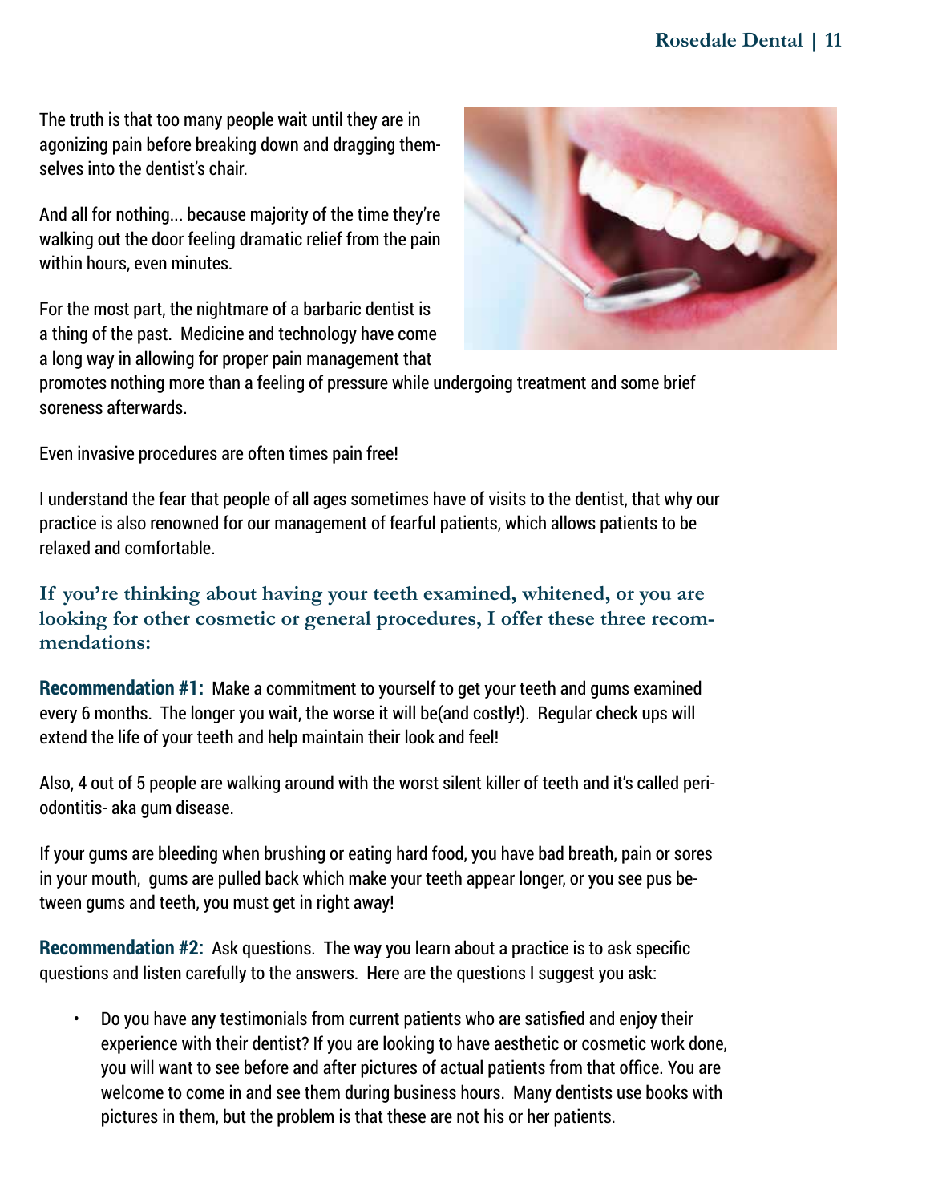The truth is that too many people wait until they are in agonizing pain before breaking down and dragging themselves into the dentist's chair.

And all for nothing... because majority of the time they're walking out the door feeling dramatic relief from the pain within hours, even minutes.

For the most part, the nightmare of a barbaric dentist is a thing of the past. Medicine and technology have come a long way in allowing for proper pain management that promotes nothing more than a feeling of pressure while undergoing treatment and some brief soreness afterwards.

Even invasive procedures are often times pain free!

I understand the fear that people of all ages sometimes have of visits to the dentist, that why our practice is also renowned for our management of fearful patients, which allows patients to be relaxed and comfortable.

### If you're thinking about having your teeth examined, whitened, or you are looking for other cosmetic or general procedures, I offer these three recommendations:

**Recommendation #1:** Make a commitment to yourself to get your teeth and gums examined every 6 months. The longer you wait, the worse it will be(and costly!). Regular check ups will extend the life of your teeth and help maintain their look and feel!

Also, 4 out of 5 people are walking around with the worst silent killer of teeth and it's called periodontitis- aka gum disease.

If your gums are bleeding when brushing or eating hard food, you have bad breath, pain or sores in your mouth, gums are pulled back which make your teeth appear longer, or you see pus between gums and teeth, you must get in right away!

**Recommendation #2:** Ask questions. The way you learn about a practice is to ask specific questions and listen carefully to the answers. Here are the questions I suggest you ask:

- Do you have any testimonials from current patients who are satisfied and enjoy their experience with their dentist? If you are looking to have aesthetic or cosmetic work done, you will want to see before and after pictures of actual patients from that office. You are welcome to come in and see them during business hours. Many dentists use books with pictures in them, but the problem is that these are not his or her patients.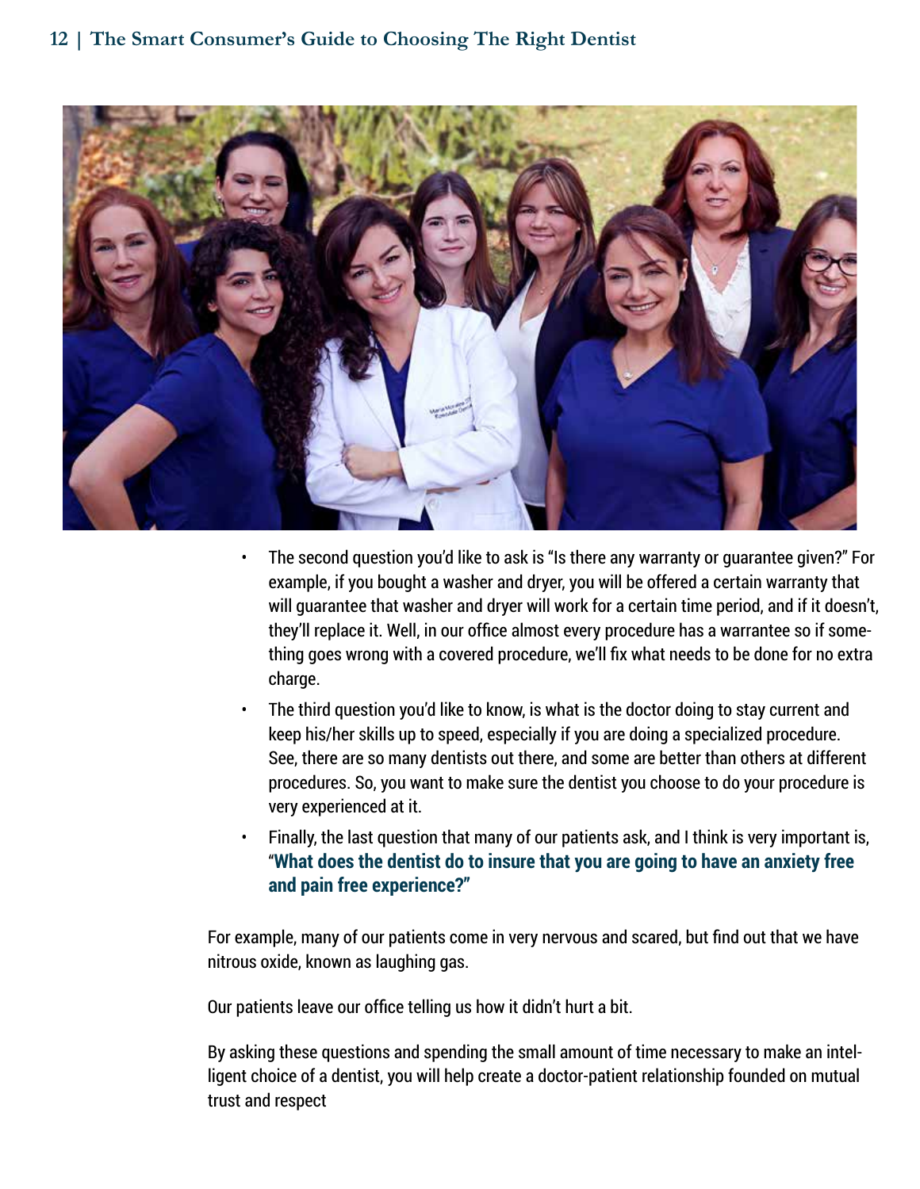- The second question you'd like to ask is "Is there any warranty or guarantee given?" For example, if you bought a washer and dryer, you will be offered a certain warranty that will guarantee that washer and dryer will work for a certain time period, and if it doesn't, they'll replace it. Well, in our office almost every procedure has a warrantee so if something goes wrong with a covered procedure, we'll fix what needs to be done for no extra charge.
- The third question you'd like to know, is what is the doctor doing to stay current and keep his/her skills up to speed, especially if you are doing a specialized procedure. See, there are so many dentists out there, and some are better than others at different procedures. So, you want to make sure the dentist you choose to do your procedure is very experienced at it.
- Finally, the last question that many of our patients ask, and I think is very important is, "**What does the dentist do to insure that you are going to have an anxiety free and pain free experience?"**

For example, many of our patients come in very nervous and scared, but find out that we have nitrous oxide, known as laughing gas.

Our patients leave our office telling us how it didn't hurt a bit.

By asking these questions and spending the small amount of time necessary to make an intelligent choice of a dentist, you will help create a doctor-patient relationship founded on mutual trust and respect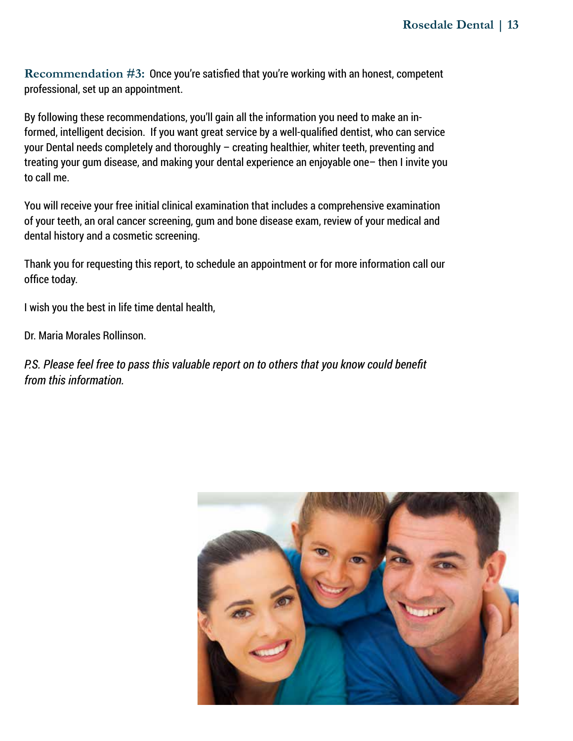**Recommendation #3:** Once you're satisfied that you're working with an honest, competent professional, set up an appointment.

By following these recommendations, you'll gain all the information you need to make an informed, intelligent decision. If you want great service by a well-qualified dentist, who can service your Dental needs completely and thoroughly – creating healthier, whiter teeth, preventing and treating your gum disease, and making your dental experience an enjoyable one– then I invite you to call me.

You will receive your free initial clinical examination that includes a comprehensive examination of your teeth, an oral cancer screening, gum and bone disease exam, review of your medical and dental history and a cosmetic screening.

Thank you for requesting this report, to schedule an appointment or for more information call our office today.

I wish you the best in life time dental health,

Dr. Maria Morales Rollinson.

*P.S. Please feel free to pass this valuable report on to others that you know could benefit from this information.*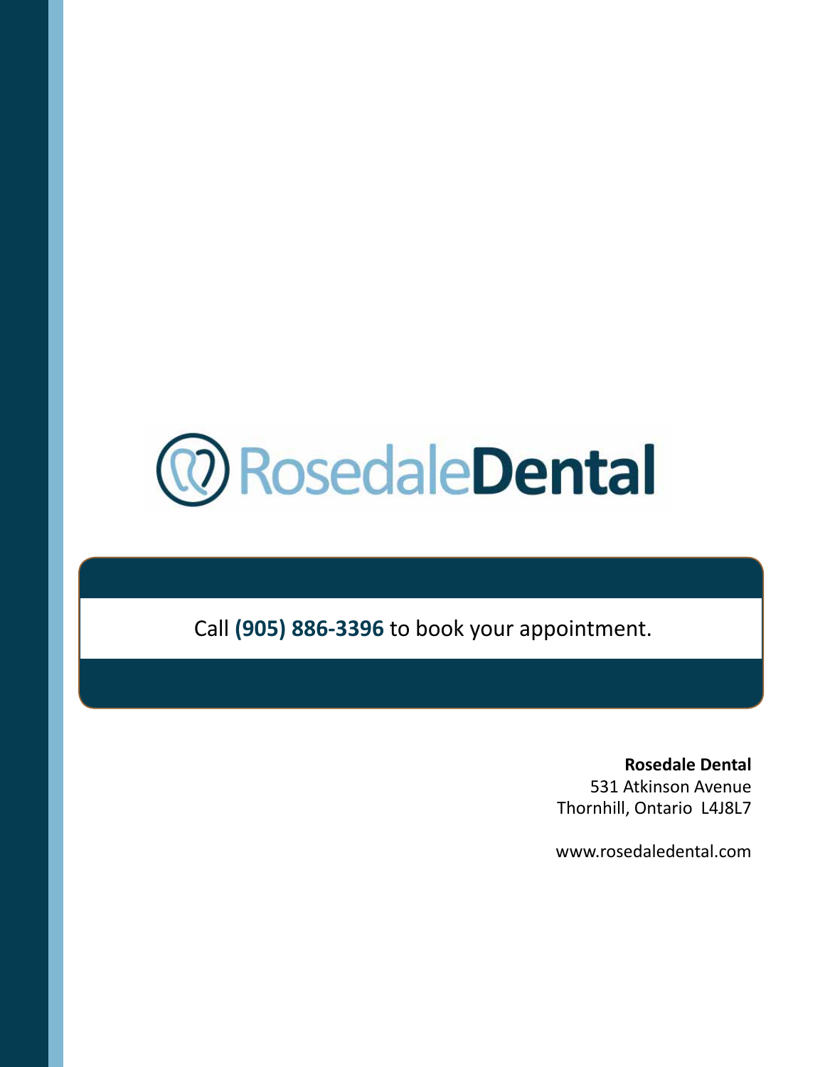RosedaleDental

Call **(905) 886-3396** to book your appointment.

**Rosedale Dental**
531 Atkinson Avenue
Thornhill, Ontario L4J8L7

www.rosedaledental.com